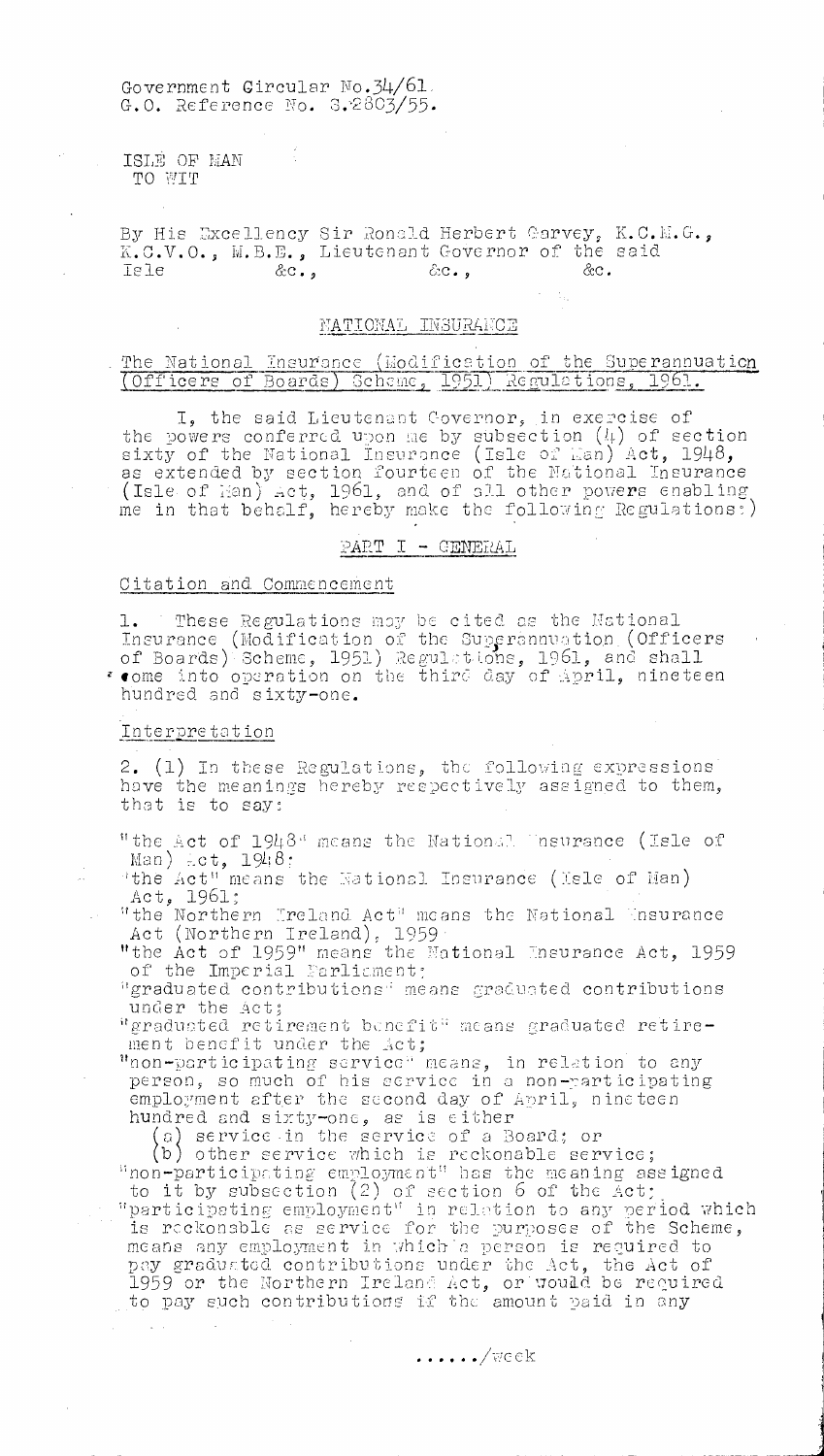Government Circular No.34/61.
G.O. Reference No. S.2803/55.

ISLE OF MAN
TO WIT

By His Excellency Sir Ronald Herbert Garvey, K.C.M.G., K.C.V.O., M.B.E., Lieutenant Governor of the said Isle &c., &c., &c.

## NATIONAL INSURANCE

### The National Insurance (Modification of the Superannuation (Officers of Boards) Scheme, 1951) Regulations, 1961.

I, the said Lieutenant Governor, in exercise of the powers conferred upon me by subsection (4) of section sixty of the National Insurance (Isle of Man) Act, 1948, as extended by section fourteen of the National Insurance (Isle of Man) Act, 1961, and of all other powers enabling me in that behalf, hereby make the following Regulations:)

## PART I - GENERAL

### Citation and Commencement

1. These Regulations may be cited as the National Insurance (Modification of the Superannuation (Officers of Boards) Scheme, 1951) Regulations, 1961, and shall come into operation on the third day of April, nineteen hundred and sixty-one.

### Interpretation

2. (1) In these Regulations, the following expressions have the meanings hereby respectively assigned to them, that is to say:

"the Act of 1948" means the National Insurance (Isle of Man) Act, 1948;

"the Act" means the National Insurance (Isle of Man) Act, 1961;

"the Northern Ireland Act" means the National Insurance Act (Northern Ireland), 1959

"the Act of 1959" means the National Insurance Act, 1959 of the Imperial Parliament;

"graduated contributions" means graduated contributions under the Act;

"graduated retirement benefit" means graduated retirement benefit under the Act;

"non-participating service" means, in relation to any person, so much of his service in a non-participating employment after the second day of April, nineteen hundred and sixty-one, as is either

(a) service in the service of a Board; or

(b) other service which is reckonable service;

"non-participating employment" has the meaning assigned to it by subsection (2) of section 6 of the Act;

"participating employment" in relation to any period which is reckonable as service for the purposes of the Scheme, means any employment in which a person is required to pay graduated contributions under the Act, the Act of 1959 or the Northern Ireland Act, or would be required to pay such contributions if the amount paid in any

....../week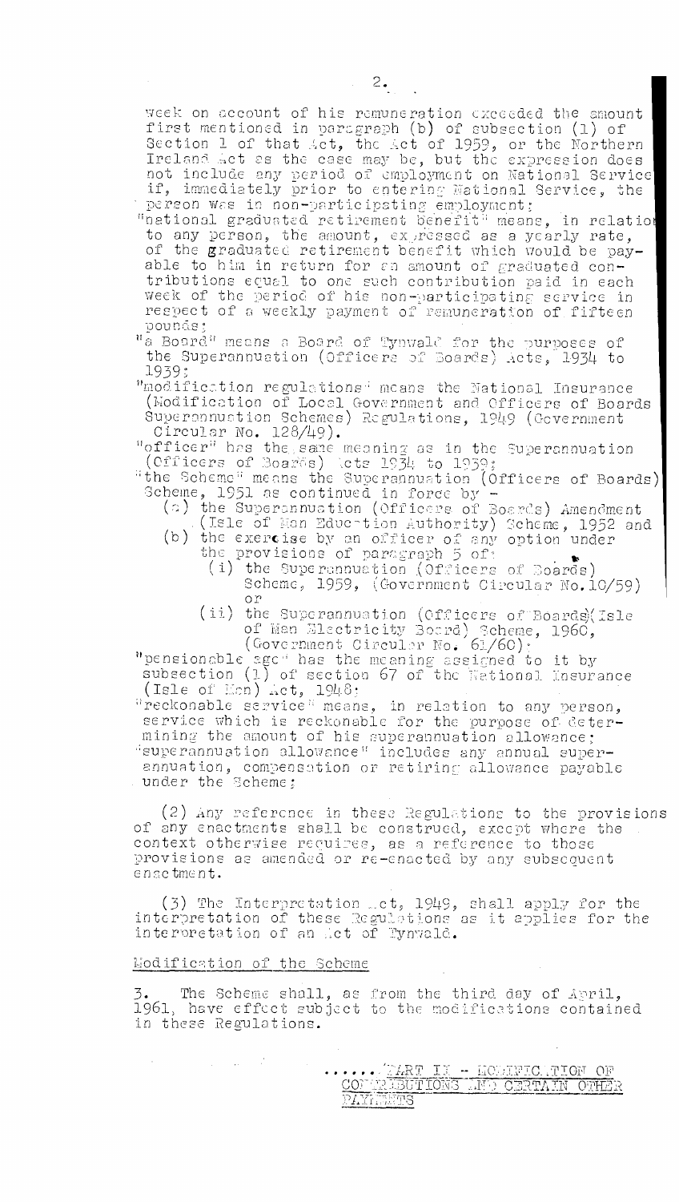week on account of his remuneration exceeded the amount first mentioned in paragraph (b) of subsection (1) of Section 1 of that Act, the Act of 1959, or the Northern Ireland Act as the case may be, but the expression does not include any period of employment on National Service if, immediately prior to entering National Service, the person was in non-participating employment;

"national graduated retirement benefit" means, in relation to any person, the amount, expressed as a yearly rate, of the graduated retirement benefit which would be payable to him in return for an amount of graduated contributions equal to one such contribution paid in each week of the period of his non-participating service in respect of a weekly payment of remuneration of fifteen pounds;

"a Board" means a Board of Tynwald for the purposes of the Superannuation (Officers of Boards) Acts, 1934 to 1939;

"modification regulations" means the National Insurance (Modification of Local Government and Officers of Boards Superannuation Schemes) Regulations, 1949 (Government Circular No. 128/49).

"officer" has the same meaning as in the Superannuation (Officers of Boards) Acts 1934 to 1939;

"the Scheme" means the Superannuation (Officers of Boards) Scheme, 1951 as continued in force by –

- (a) the Superannuation (Officers of Boards) Amendment (Isle of Man Education Authority) Scheme, 1952 and
- (b) the exercise by an officer of any option under the provisions of paragraph 5 of:
  - (i) the Superannuation (Officers of Boards) Scheme, 1959, (Government Circular No.10/59) or
  - (ii) the Superannuation (Officers of Boards)(Isle of Man Electricity Board) Scheme, 1960, (Government Circular No. 61/60).

"pensionable age" has the meaning assigned to it by subsection (1) of section 67 of the National Insurance (Isle of Man) Act, 1948;

"reckonable service" means, in relation to any person, service which is reckonable for the purpose of determining the amount of his superannuation allowance;

"superannuation allowance" includes any annual superannuation, compensation or retiring allowance payable under the Scheme;

(2) Any reference in these Regulations to the provisions of any enactments shall be construed, except where the context otherwise requires, as a reference to those provisions as amended or re-enacted by any subsequent enactment.

(3) The Interpretation Act, 1949, shall apply for the interpretation of these Regulations as it applies for the interpretation of an Act of Tynwald.

## Modification of the Scheme

3. The Scheme shall, as from the third day of April, 1961, have effect subject to the modifications contained in these Regulations.

PART II – MODIFICATION OF CONTRIBUTIONS AND CERTAIN OTHER PAYMENTS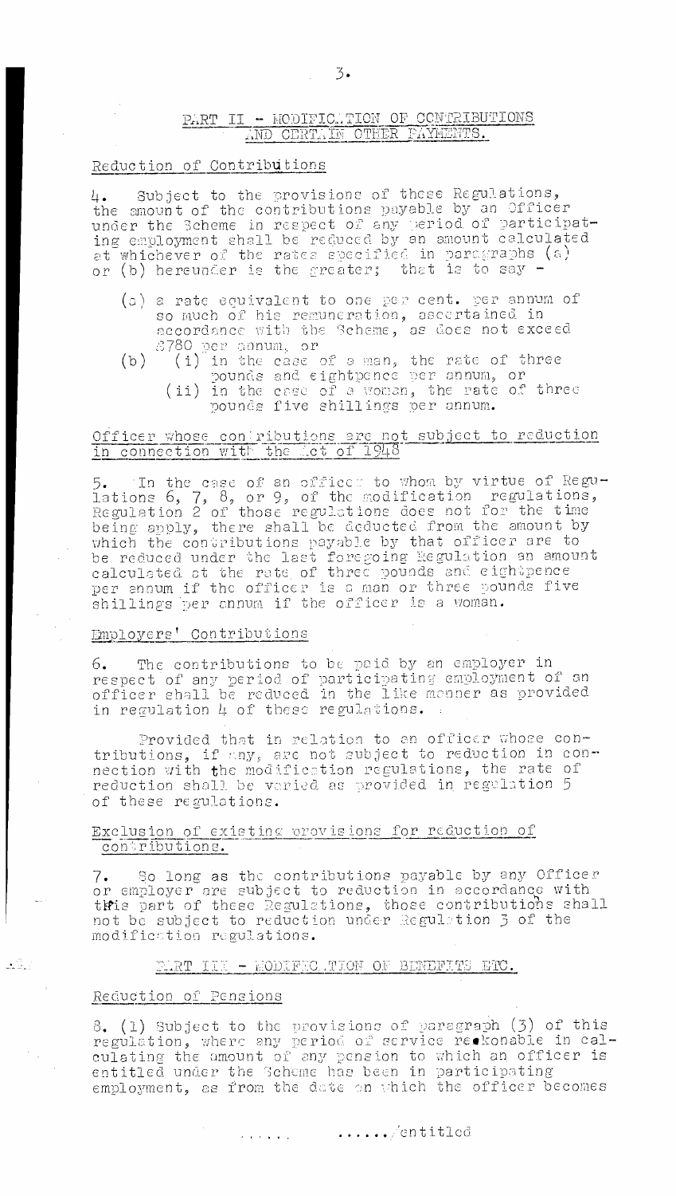## PART II - MODIFICATION OF CONTRIBUTIONS AND CERTAIN OTHER PAYMENTS.

### Reduction of Contributions

4. Subject to the provisions of these Regulations, the amount of the contributions payable by an Officer under the Scheme in respect of any period of participating employment shall be reduced by an amount calculated at whichever of the rates specified in paragraphs (a) or (b) hereunder is the greater; that is to say -

(a) a rate equivalent to one per cent. per annum of so much of his remuneration, ascertained in accordance with the Scheme, as does not exceed £780 per annum, or

(b) (i) in the case of a man, the rate of three pounds and eightpence per annum, or

(ii) in the case of a woman, the rate of three pounds five shillings per annum.

### Officer whose contributions are not subject to reduction in connection with the Act of 1948

5. In the case of an officer to whom by virtue of Regulations 6, 7, 8, or 9, of the modification regulations, Regulation 2 of those regulations does not for the time being apply, there shall be deducted from the amount by which the contributions payable by that officer are to be reduced under the last foregoing Regulation an amount calculated at the rate of three pounds and eightpence per annum if the officer is a man or three pounds five shillings per annum if the officer is a woman.

### Employers' Contributions

6. The contributions to be paid by an employer in respect of any period of participating employment of an officer shall be reduced in the like manner as provided in regulation 4 of these regulations.

Provided that in relation to an officer whose contributions, if any, are not subject to reduction in connection with the modification regulations, the rate of reduction shall be varied as provided in regulation 5 of these regulations.

### Exclusion of existing provisions for reduction of contributions.

7. So long as the contributions payable by any Officer or employer are subject to reduction in accordance with this part of these Regulations, those contributions shall not be subject to reduction under Regulation 3 of the modification regulations.

## PART III - MODIFICATION OF BENEFITS ETC.

### Reduction of Pensions

8. (1) Subject to the provisions of paragraph (3) of this regulation, where any period of service reckonable in calculating the amount of any pension to which an officer is entitled under the Scheme has been in participating employment, as from the date on which the officer becomes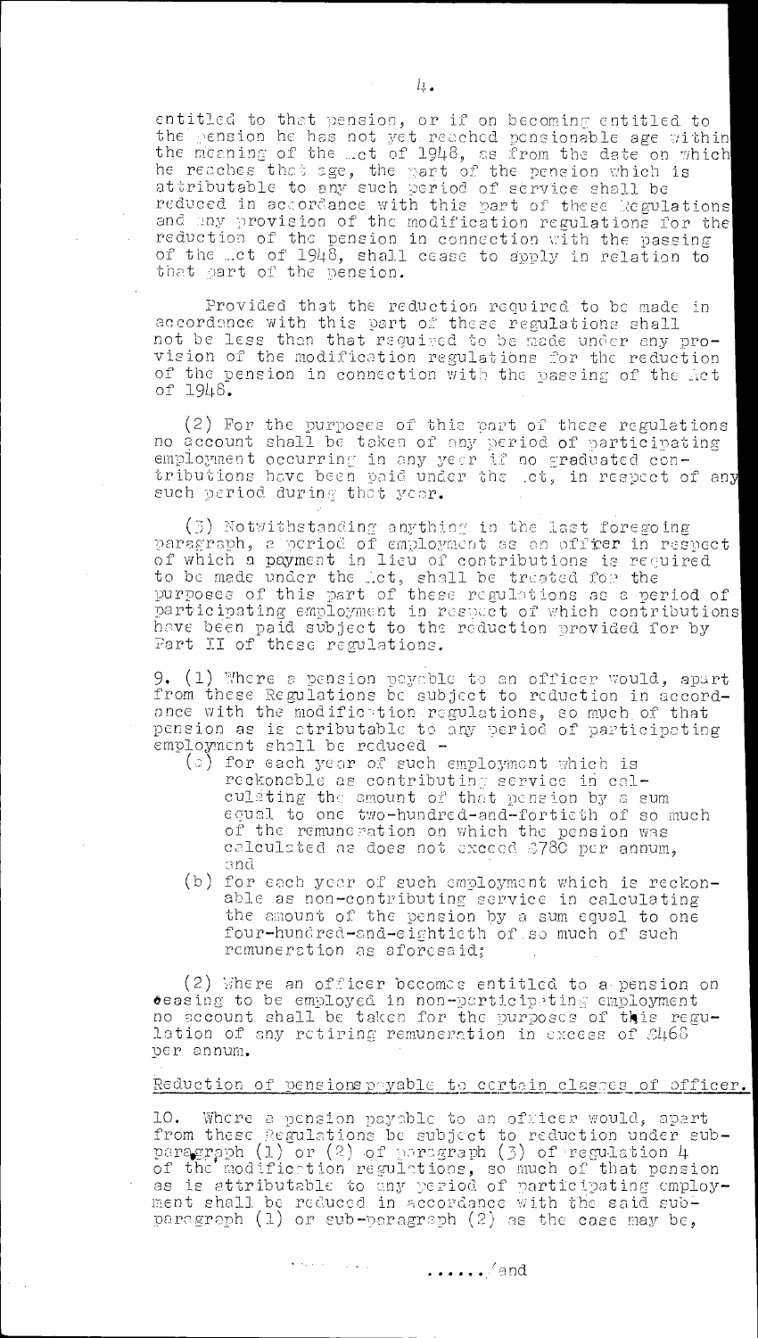entitled to that pension, or if on becoming entitled to the pension he has not yet reached pensionable age within the meaning of the Act of 1948, as from the date on which he reaches that age, the part of the pension which is attributable to any such period of service shall be reduced in accordance with this part of these Regulations and any provision of the modification regulations for the reduction of the pension in connection with the passing of the Act of 1948, shall cease to apply in relation to that part of the pension.

Provided that the reduction required to be made in accordance with this part of these regulations shall not be less than that required to be made under any provision of the modification regulations for the reduction of the pension in connection with the passing of the Act of 1948.

(2) For the purposes of this part of these regulations no account shall be taken of any period of participating employment occurring in any year if no graduated contributions have been paid under the Act, in respect of any such period during that year.

(3) Notwithstanding anything in the last foregoing paragraph, a period of employment as an officer in respect of which a payment in lieu of contributions is required to be made under the Act, shall be treated for the purposes of this part of these regulations as a period of participating employment in respect of which contributions have been paid subject to the reduction provided for by Part II of these regulations.

9. (1) Where a pension payable to an officer would, apart from these Regulations be subject to reduction in accordance with the modification regulations, so much of that pension as is attributable to any period of participating employment shall be reduced -

- (a) for each year of such employment which is reckonable as contributing service in calculating the amount of that pension by a sum equal to one two-hundred-and-fortieth of so much of the remuneration on which the pension was calculated as does not exceed £780 per annum, and
- (b) for each year of such employment which is reckonable as non-contributing service in calculating the amount of the pension by a sum equal to one four-hundred-and-eightieth of so much of such remuneration as aforesaid;

(2) Where an officer becomes entitled to a pension on ceasing to be employed in non-participating employment no account shall be taken for the purposes of this regulation of any retiring remuneration in excess of £468 per annum.

Reduction of pensions payable to certain classes of officer.

10. Where a pension payable to an officer would, apart from these Regulations be subject to reduction under sub-paragraph (1) or (2) of paragraph (3) of regulation 4 of the modification regulations, so much of that pension as is attributable to any period of participating employment shall be reduced in accordance with the said sub-paragraph (1) or sub-paragraph (2) as the case may be,

....../and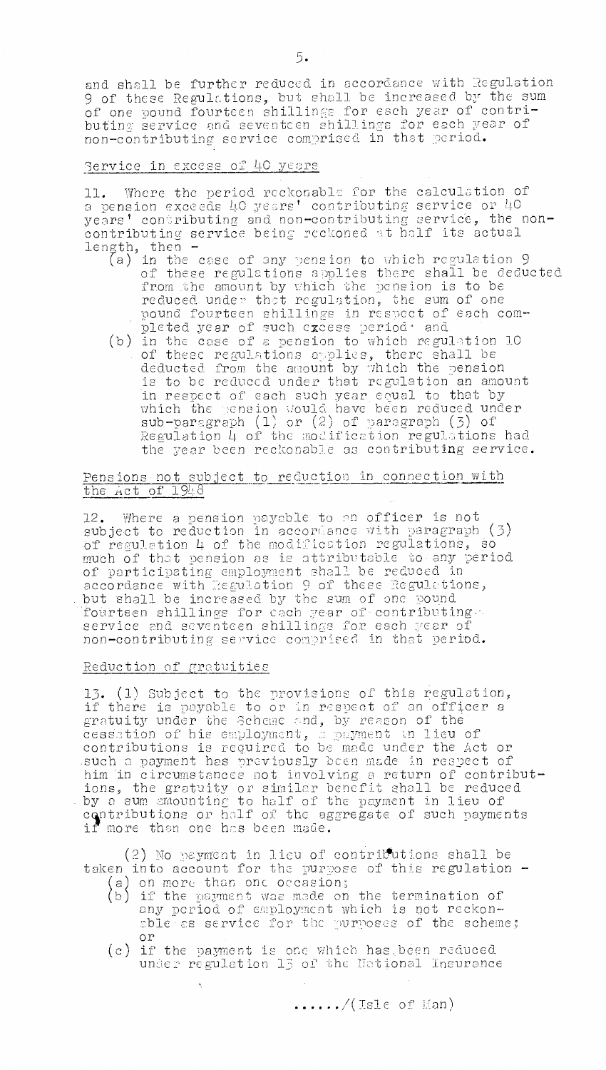and shall be further reduced in accordance with Regulation 9 of these Regulations, but shall be increased by the sum of one pound fourteen shillings for each year of contributing service and seventeen shillings for each year of non-contributing service comprised in that period.

## Service in excess of 40 years

11. Where the period reckonable for the calculation of a pension exceeds 40 years' contributing service or 40 years' contributing and non-contributing service, the non-contributing service being reckoned at half its actual length, then -

(a) in the case of any pension to which regulation 9 of these regulations applies there shall be deducted from the amount by which the pension is to be reduced under that regulation, the sum of one pound fourteen shillings in respect of each completed year of such excess period; and

(b) in the case of a pension to which regulation 10 of these regulations applies, there shall be deducted from the amount by which the pension is to be reduced under that regulation an amount in respect of each such year equal to that by which the pension would have been reduced under sub-paragraph (1) or (2) of paragraph (3) of Regulation 4 of the modification regulations had the year been reckonable as contributing service.

## Pensions not subject to reduction in connection with the Act of 1948

12. Where a pension payable to an officer is not subject to reduction in accordance with paragraph (3) of regulation 4 of the modification regulations, so much of that pension as is attributable to any period of participating employment shall be reduced in accordance with Regulation 9 of these Regulations, but shall be increased by the sum of one pound fourteen shillings for each year of contributing service and seventeen shillings for each year of non-contributing service comprised in that period.

## Reduction of gratuities

13. (1) Subject to the provisions of this regulation, if there is payable to or in respect of an officer a gratuity under the Scheme and, by reason of the cessation of his employment, a payment in lieu of contributions is required to be made under the Act or such a payment has previously been made in respect of him in circumstances not involving a return of contributions, the gratuity or similar benefit shall be reduced by a sum amounting to half of the payment in lieu of contributions or half of the aggregate of such payments if more than one has been made.

(2) No payment in lieu of contributions shall be taken into account for the purpose of this regulation -

(a) on more than one occasion;

(b) if the payment was made on the termination of any period of employment which is not reckonable as service for the purposes of the scheme; or

(c) if the payment is one which has been reduced under regulation 13 of the National Insurance

....../(Isle of Man)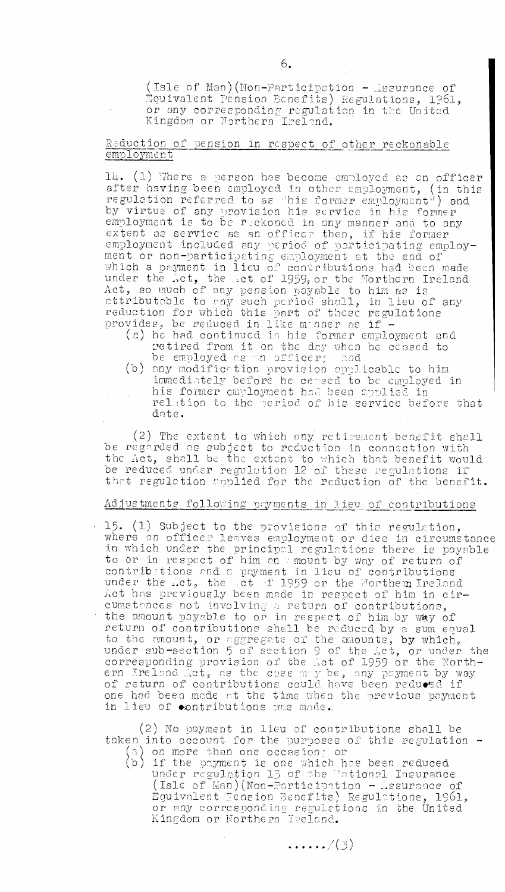(Isle of Man)(Non-Participation - Assurance of Equivalent Pension Benefits) Regulations, 1961, or any corresponding regulation in the United Kingdom or Northern Ireland.

Reduction of pension in respect of other reckonable employment

14. (1) Where a person has become employed as an officer after having been employed in other employment, (in this regulation referred to as "his former employment") and by virtue of any provision his service in his former employment is to be reckoned in any manner and to any extent as service as an officer then, if his former employment included any period of participating employment or non-participating employment at the end of which a payment in lieu of contributions had been made under the Act, the Act of 1959, or the Northern Ireland Act, so much of any pension payable to him as is attributable to any such period shall, in lieu of any reduction for which this part of these regulations provides, be reduced in like manner as if -

(a) he had continued in his former employment and retired from it on the day when he ceased to be employed as an officer; and

(b) any modification provision applicable to him immediately before he ceased to be employed in his former employment had been applied in relation to the period of his service before that date.

(2) The extent to which any retirement benefit shall be regarded as subject to reduction in connection with the Act, shall be the extent to which that benefit would be reduced under regulation 12 of these regulations if that regulation applied for the reduction of the benefit.

Adjustments following payments in lieu of contributions

15. (1) Subject to the provisions of this regulation, where an officer leaves employment or dies in circumstance in which under the principal regulations there is payable to or in respect of him an amount by way of return of contributions and a payment in lieu of contributions under the Act, the Act of 1959 or the Northern Ireland Act has previously been made in respect of him in circumstances not involving a return of contributions, the amount payable to or in respect of him by way of return of contributions shall be reduced by a sum equal to the amount, or aggregate of the amounts, by which, under sub-section 5 of section 9 of the Act, or under the corresponding provision of the Act of 1959 or the Northern Ireland Act, as the case may be, any payment by way of return of contributions could have been reduced if one had been made at the time when the previous payment in lieu of contributions was made.

(2) No payment in lieu of contributions shall be taken into account for the purposes of this regulation -

(a) on more than one occasion; or

(b) if the payment is one which has been reduced under regulation 13 of the National Insurance (Isle of Man)(Non-Participation - Assurance of Equivalent Pension Benefits) Regulations, 1961, or any corresponding regulations in the United Kingdom or Northern Ireland.

....../(3)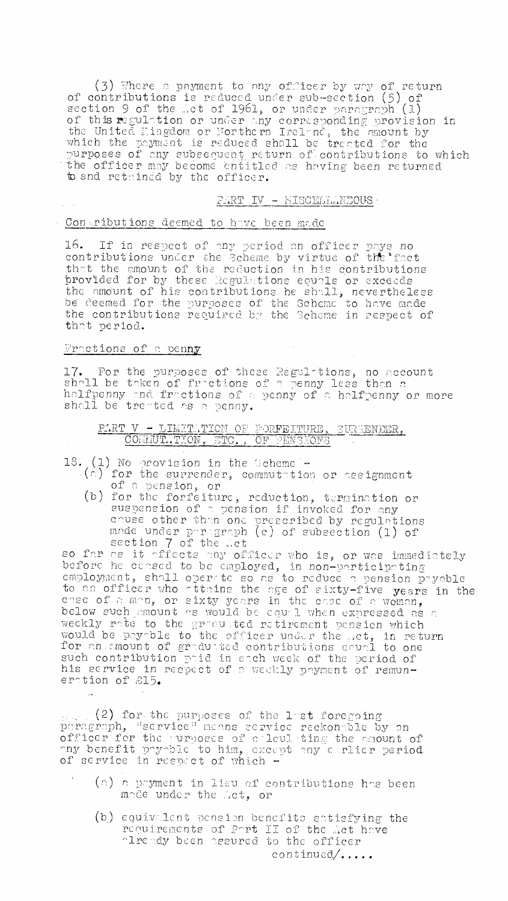(3) Where a payment to any officer by way of return of contributions is reduced under sub-section (5) of section 9 of the Act of 1961, or under paragraph (1) of this regulation or under any corresponding provision in the United Kingdom or Northern Ireland, the amount by which the payment is reduced shall be treated for the purposes of any subsequent return of contributions to which the officer may become entitled as having been returned to and retained by the officer.

## PART IV - MISCELLANEOUS

### Contributions deemed to have been made

16. If in respect of any period an officer pays no contributions under the Scheme by virtue of the fact that the amount of the reduction in his contributions provided for by these Regulations equals or exceeds the amount of his contributions he shall, nevertheless be deemed for the purposes of the Scheme to have made the contributions required by the Scheme in respect of that period.

### Fractions of a penny

17. For the purposes of these Regulations, no account shall be taken of fractions of a penny less than a halfpenny and fractions of a penny of a halfpenny or more shall be treated as a penny.

## PART V - LIMITATION OF FORFEITURE, SURRENDER, COMMUTATION, ETC., OF PENSIONS

18. (1) No provision in the Scheme -
   (a) for the surrender, commutation or assignment of a pension, or
   (b) for the forfeiture, reduction, termination or suspension of a pension if invoked for any cause other than one prescribed by regulations made under paragraph (c) of subsection (1) of section 7 of the Act

so far as it affects any officer who is, or was immediately before he ceased to be employed, in non-participating employment, shall operate so as to reduce a pension payable to an officer who attains the age of sixty-five years in the case of a man, or sixty years in the case of a woman, below such amount as would be equal when expressed as a weekly rate to the graduated retirement pension which would be payable to the officer under the Act, in return for an amount of graduated contributions equal to one such contribution paid in each week of the period of his service in respect of a weekly payment of remuneration of £15.

(2) for the purposes of the last foregoing paragraph, "service" means service reckonable by an officer for the purposes of calculating the amount of any benefit payable to him, except any earlier period of service in respect of which -

   (a) a payment in lieu of contributions has been made under the Act, or

   (b) equivalent pension benefits satisfying the requirements of Part II of the Act have already been assured to the officer

continued/.....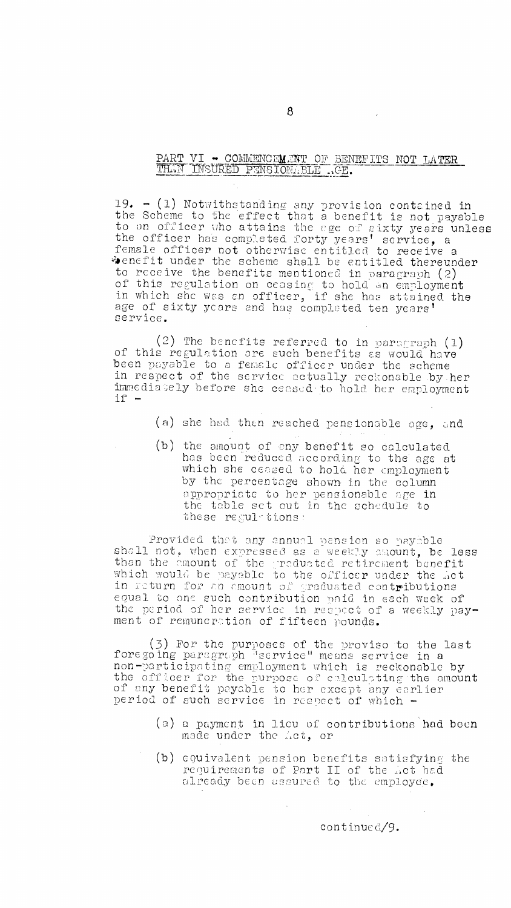## PART VI - COMMENCEMENT OF BENEFITS NOT LATER THAN INSURED PENSIONABLE AGE.

19. - (1) Notwithstanding any provision contained in the Scheme to the effect that a benefit is not payable to an officer who attains the age of sixty years unless the officer has completed forty years' service, a female officer not otherwise entitled to receive a benefit under the scheme shall be entitled thereunder to receive the benefits mentioned in paragraph (2) of this regulation on ceasing to hold an employment in which she was an officer, if she has attained the age of sixty years and has completed ten years' service.

(2) The benefits referred to in paragraph (1) of this regulation are such benefits as would have been payable to a female officer under the scheme in respect of the service actually reckonable by her immediately before she ceased to hold her employment if -

(a) she had then reached pensionable age, and

(b) the amount of any benefit so calculated has been reduced according to the age at which she ceased to hold her employment by the percentage shown in the column appropriate to her pensionable age in the table set out in the schedule to these regulations:

Provided that any annual pension so payable shall not, when expressed as a weekly amount, be less than the amount of the graduated retirement benefit which would be payable to the officer under the Act in return for an amount of graduated contributions equal to one such contribution paid in each week of the period of her service in respect of a weekly payment of remuneration of fifteen pounds.

(3) For the purposes of the proviso to the last foregoing paragraph "service" means service in a non-participating employment which is reckonable by the officer for the purpose of calculating the amount of any benefit payable to her except any earlier period of such service in respect of which -

(a) a payment in lieu of contributions had been made under the Act, or

(b) equivalent pension benefits satisfying the requirements of Part II of the Act had already been assured to the employee.

continued/9.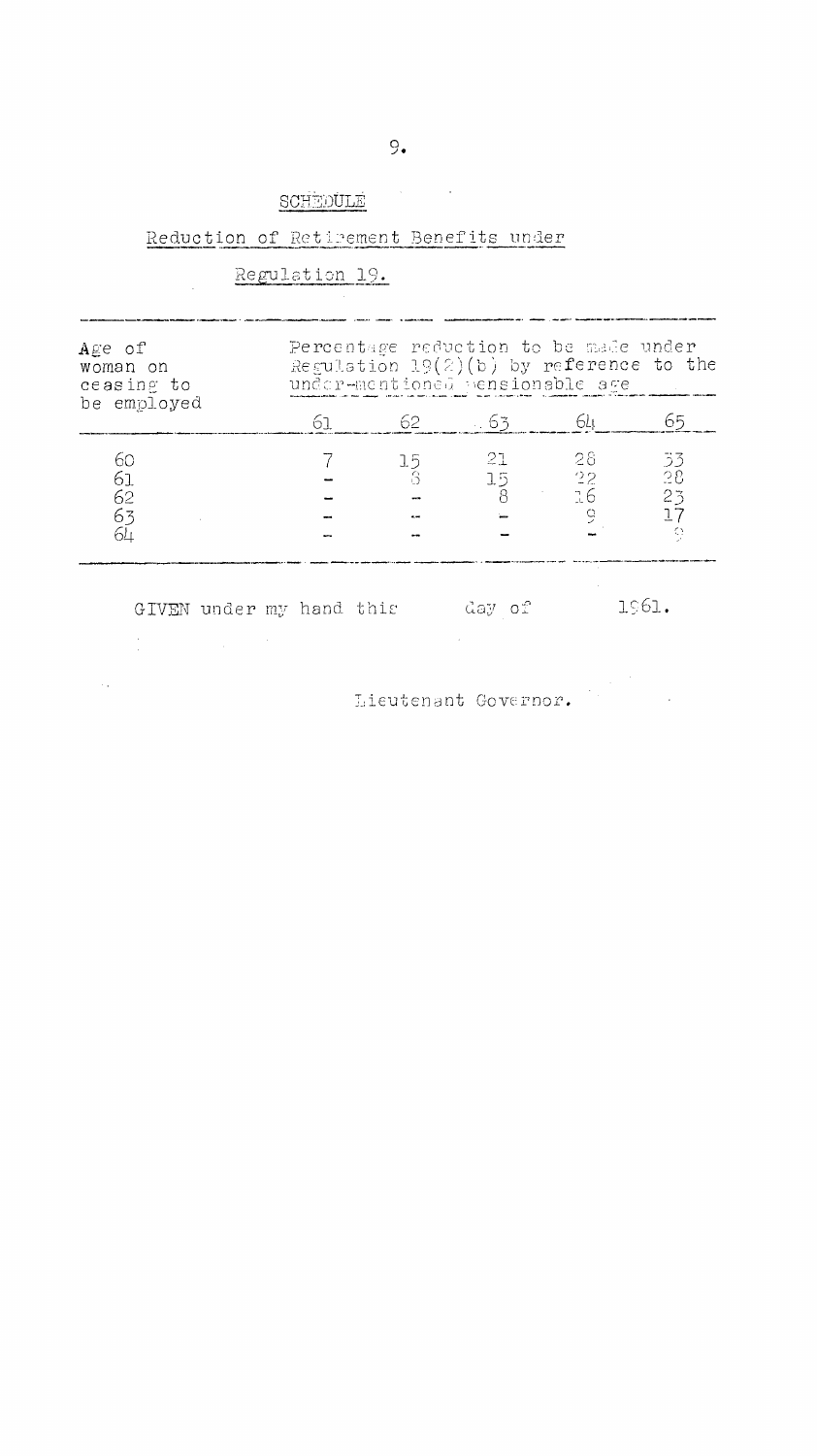## SCHEDULE

### Reduction of Retirement Benefits under Regulation 19.

| Age of woman on ceasing to be employed | Percentage reduction to be made under Regulation 19(2)(b) by reference to the under-mentioned pensionable age | | | | |
|---|---|---|---|---|---|
| | 61 | 62 | 63 | 64 | 65 |
| 60 | 7 | 15 | 21 | 28 | 33 |
| 61 | - | 8 | 15 | 22 | 28 |
| 62 | - | - | 8 | 16 | 23 |
| 63 | - | - | - | 9 | 17 |
| 64 | - | - | - | - | 9 |

GIVEN under my hand this day of 1961.

Lieutenant Governor.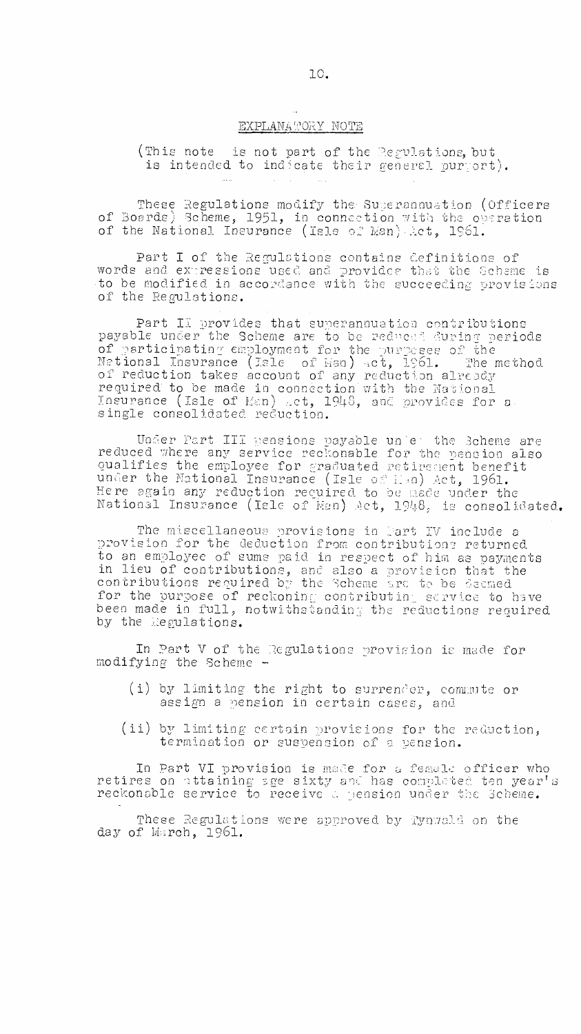## EXPLANATORY NOTE

(This note is not part of the Regulations, but is intended to indicate their general purport).

These Regulations modify the Superannuation (Officers of Boards) Scheme, 1951, in connection with the operation of the National Insurance (Isle of Man) Act, 1961.

Part I of the Regulations contains definitions of words and expressions used and provides that the Scheme is to be modified in accordance with the succeeding provisions of the Regulations.

Part II provides that superannuation contributions payable under the Scheme are to be reduced during periods of participating employment for the purposes of the National Insurance (Isle of Man) Act, 1961. The method of reduction takes account of any reduction already required to be made in connection with the National Insurance (Isle of Man) Act, 1948, and provides for a single consolidated reduction.

Under Part III pensions payable under the Scheme are reduced where any service reckonable for the pension also qualifies the employee for graduated retirement benefit under the National Insurance (Isle of Man) Act, 1961. Here again any reduction required to be made under the National Insurance (Isle of Man) Act, 1948, is consolidated.

The miscellaneous provisions in Part IV include a provision for the deduction from contributions returned to an employee of sums paid in respect of him as payments in lieu of contributions, and also a provision that the contributions required by the Scheme are to be deemed for the purpose of reckoning contributing service to have been made in full, notwithstanding the reductions required by the Regulations.

In Part V of the Regulations provision is made for modifying the Scheme -

(i) by limiting the right to surrender, commute or assign a pension in certain cases, and

(ii) by limiting certain provisions for the reduction, termination or suspension of a pension.

In Part VI provision is made for a female officer who retires on attaining age sixty and has completed ten year's reckonable service to receive a pension under the Scheme.

These Regulations were approved by Tynwald on the day of March, 1961.